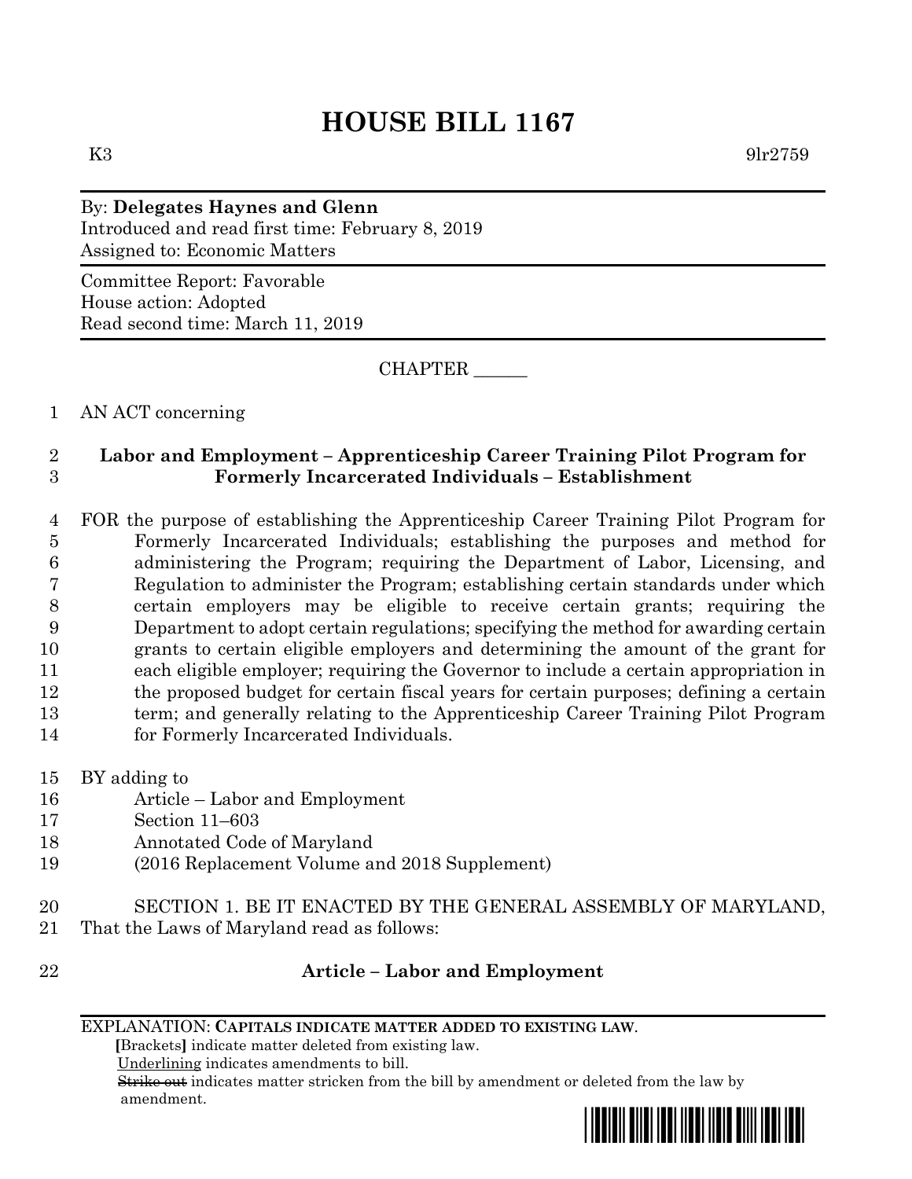# HOUSE BILL 1167

K3 9lr2759

By: **Delegates Haynes and Glenn**
Introduced and read first time: February 8, 2019
Assigned to: Economic Matters

Committee Report: Favorable
House action: Adopted
Read second time: March 11, 2019

CHAPTER ______

1 AN ACT concerning

2 **Labor and Employment – Apprenticeship Career Training Pilot Program for**
3 **Formerly Incarcerated Individuals – Establishment**

4 FOR the purpose of establishing the Apprenticeship Career Training Pilot Program for
5 Formerly Incarcerated Individuals; establishing the purposes and method for
6 administering the Program; requiring the Department of Labor, Licensing, and
7 Regulation to administer the Program; establishing certain standards under which
8 certain employers may be eligible to receive certain grants; requiring the
9 Department to adopt certain regulations; specifying the method for awarding certain
10 grants to certain eligible employers and determining the amount of the grant for
11 each eligible employer; requiring the Governor to include a certain appropriation in
12 the proposed budget for certain fiscal years for certain purposes; defining a certain
13 term; and generally relating to the Apprenticeship Career Training Pilot Program
14 for Formerly Incarcerated Individuals.

15 BY adding to
16 Article – Labor and Employment
17 Section 11–603
18 Annotated Code of Maryland
19 (2016 Replacement Volume and 2018 Supplement)

20 SECTION 1. BE IT ENACTED BY THE GENERAL ASSEMBLY OF MARYLAND,
21 That the Laws of Maryland read as follows:

22 **Article – Labor and Employment**

EXPLANATION: **CAPITALS INDICATE MATTER ADDED TO EXISTING LAW.**
**[**Brackets**]** indicate matter deleted from existing law.
Underlining indicates amendments to bill.
~~Strike out~~ indicates matter stricken from the bill by amendment or deleted from the law by amendment.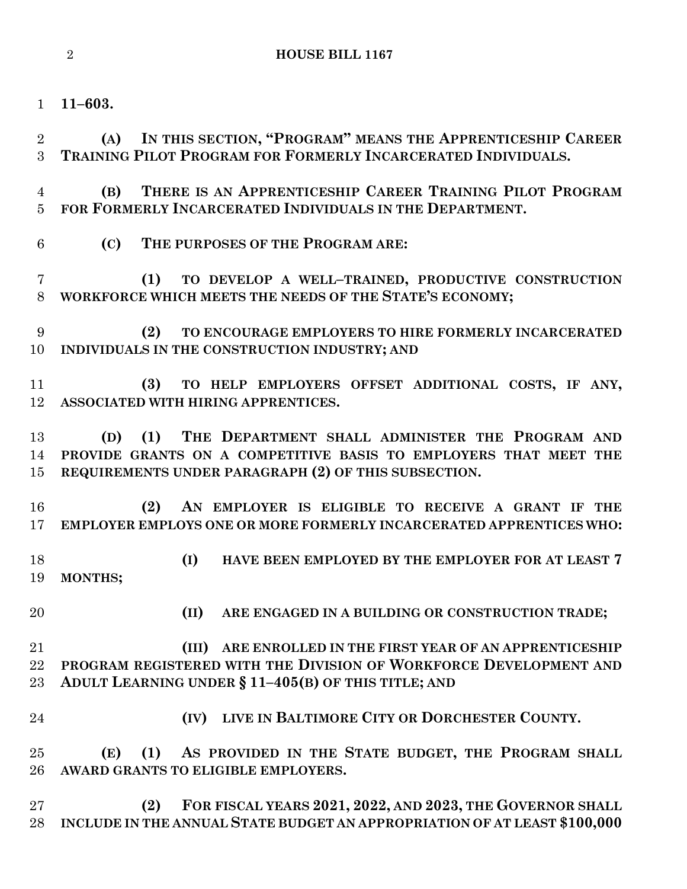**11–603.**

**(A) IN THIS SECTION, "PROGRAM" MEANS THE APPRENTICESHIP CAREER TRAINING PILOT PROGRAM FOR FORMERLY INCARCERATED INDIVIDUALS.**

**(B) THERE IS AN APPRENTICESHIP CAREER TRAINING PILOT PROGRAM FOR FORMERLY INCARCERATED INDIVIDUALS IN THE DEPARTMENT.**

**(C) THE PURPOSES OF THE PROGRAM ARE:**

**(1) TO DEVELOP A WELL–TRAINED, PRODUCTIVE CONSTRUCTION WORKFORCE WHICH MEETS THE NEEDS OF THE STATE'S ECONOMY;**

**(2) TO ENCOURAGE EMPLOYERS TO HIRE FORMERLY INCARCERATED INDIVIDUALS IN THE CONSTRUCTION INDUSTRY; AND**

**(3) TO HELP EMPLOYERS OFFSET ADDITIONAL COSTS, IF ANY, ASSOCIATED WITH HIRING APPRENTICES.**

**(D) (1) THE DEPARTMENT SHALL ADMINISTER THE PROGRAM AND PROVIDE GRANTS ON A COMPETITIVE BASIS TO EMPLOYERS THAT MEET THE REQUIREMENTS UNDER PARAGRAPH (2) OF THIS SUBSECTION.**

**(2) AN EMPLOYER IS ELIGIBLE TO RECEIVE A GRANT IF THE EMPLOYER EMPLOYS ONE OR MORE FORMERLY INCARCERATED APPRENTICES WHO:**

**(I) HAVE BEEN EMPLOYED BY THE EMPLOYER FOR AT LEAST 7 MONTHS;**

**(II) ARE ENGAGED IN A BUILDING OR CONSTRUCTION TRADE;**

**(III) ARE ENROLLED IN THE FIRST YEAR OF AN APPRENTICESHIP PROGRAM REGISTERED WITH THE DIVISION OF WORKFORCE DEVELOPMENT AND ADULT LEARNING UNDER § 11–405(B) OF THIS TITLE; AND**

**(IV) LIVE IN BALTIMORE CITY OR DORCHESTER COUNTY.**

**(E) (1) AS PROVIDED IN THE STATE BUDGET, THE PROGRAM SHALL AWARD GRANTS TO ELIGIBLE EMPLOYERS.**

**(2) FOR FISCAL YEARS 2021, 2022, AND 2023, THE GOVERNOR SHALL INCLUDE IN THE ANNUAL STATE BUDGET AN APPROPRIATION OF AT LEAST $100,000**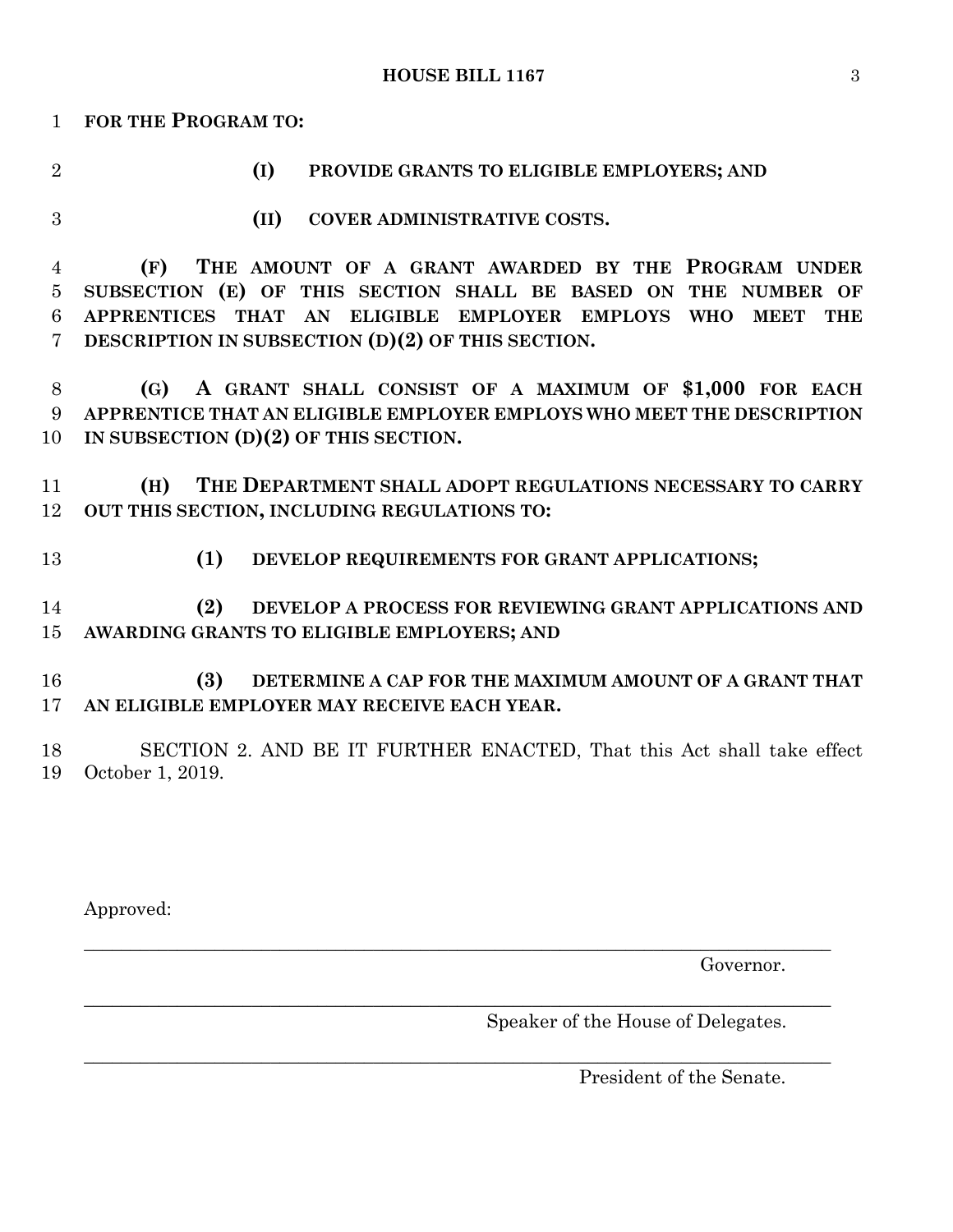**FOR THE PROGRAM TO:**

**(I) PROVIDE GRANTS TO ELIGIBLE EMPLOYERS; AND**

**(II) COVER ADMINISTRATIVE COSTS.**

**(F) THE AMOUNT OF A GRANT AWARDED BY THE PROGRAM UNDER SUBSECTION (E) OF THIS SECTION SHALL BE BASED ON THE NUMBER OF APPRENTICES THAT AN ELIGIBLE EMPLOYER EMPLOYS WHO MEET THE DESCRIPTION IN SUBSECTION (D)(2) OF THIS SECTION.**

**(G) A GRANT SHALL CONSIST OF A MAXIMUM OF $1,000 FOR EACH APPRENTICE THAT AN ELIGIBLE EMPLOYER EMPLOYS WHO MEET THE DESCRIPTION IN SUBSECTION (D)(2) OF THIS SECTION.**

**(H) THE DEPARTMENT SHALL ADOPT REGULATIONS NECESSARY TO CARRY OUT THIS SECTION, INCLUDING REGULATIONS TO:**

**(1) DEVELOP REQUIREMENTS FOR GRANT APPLICATIONS;**

**(2) DEVELOP A PROCESS FOR REVIEWING GRANT APPLICATIONS AND AWARDING GRANTS TO ELIGIBLE EMPLOYERS; AND**

**(3) DETERMINE A CAP FOR THE MAXIMUM AMOUNT OF A GRANT THAT AN ELIGIBLE EMPLOYER MAY RECEIVE EACH YEAR.**

SECTION 2. AND BE IT FURTHER ENACTED, That this Act shall take effect October 1, 2019.

Approved:

\_\_\_\_\_\_\_\_\_\_\_\_\_\_\_\_\_\_\_\_\_\_\_\_\_\_\_\_\_\_\_\_\_\_\_\_\_\_\_\_\_\_\_\_\_\_\_\_

Governor.

\_\_\_\_\_\_\_\_\_\_\_\_\_\_\_\_\_\_\_\_\_\_\_\_\_\_\_\_\_\_\_\_\_\_\_\_\_\_\_\_\_\_\_\_\_\_\_\_

Speaker of the House of Delegates.

\_\_\_\_\_\_\_\_\_\_\_\_\_\_\_\_\_\_\_\_\_\_\_\_\_\_\_\_\_\_\_\_\_\_\_\_\_\_\_\_\_\_\_\_\_\_\_\_

President of the Senate.